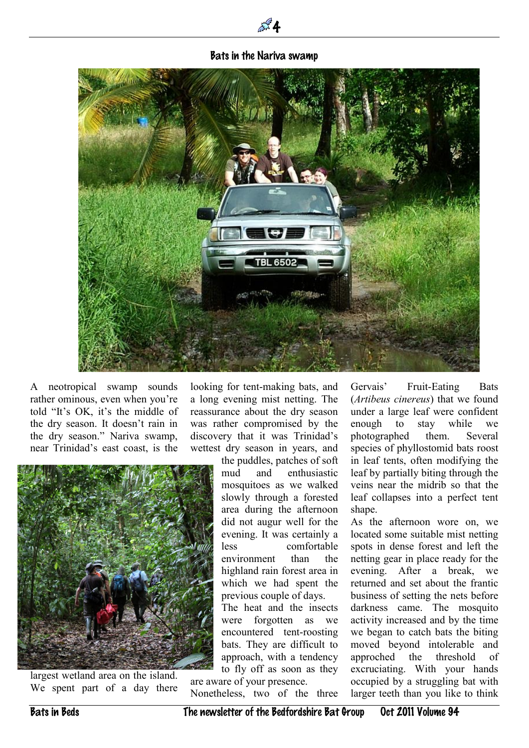## Bats in the Nariva swamp

A neotropical swamp sounds rather ominous, even when you're told "It's OK, it's the middle of the dry season. It doesn't rain in the dry season." Nariva swamp, near Trinidad's east coast, is the largest wetland area on the island. We spent part of a day there looking for tent-making bats, and a long evening mist netting. The reassurance about the dry season was rather compromised by the discovery that it was Trinidad's wettest dry season in years, and the puddles, patches of soft mud and enthusiastic mosquitoes as we walked slowly through a forested area during the afternoon did not augur well for the evening. It was certainly a less comfortable environment than the highland rain forest area in which we had spent the previous couple of days.

The heat and the insects were forgotten as we encountered tent-roosting bats. They are difficult to approach, with a tendency to fly off as soon as they are aware of your presence. Nonetheless, two of the three Gervais' Fruit-Eating Bats (*Artibeus cinereus*) that we found under a large leaf were confident enough to stay while we photographed them. Several species of phyllostomid bats roost in leaf tents, often modifying the leaf by partially biting through the veins near the midrib so that the leaf collapses into a perfect tent shape.

As the afternoon wore on, we located some suitable mist netting spots in dense forest and left the netting gear in place ready for the evening. After a break, we returned and set about the frantic business of setting the nets before darkness came. The mosquito activity increased and by the time we began to catch bats the biting moved beyond intolerable and approched the threshold of excruciating. With your hands occupied by a struggling bat with larger teeth than you like to think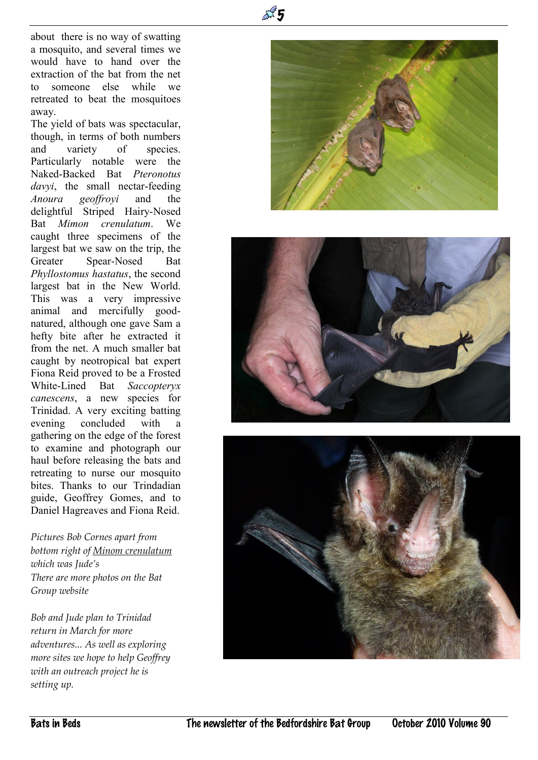about there is no way of swatting a mosquito, and several times we would have to hand over the extraction of the bat from the net to someone else while we retreated to beat the mosquitoes away.

The yield of bats was spectacular, though, in terms of both numbers and variety of species. Particularly notable were the Naked-Backed Bat *Pteronotus davyi*, the small nectar-feeding *Anoura geoffroyi* and the delightful Striped Hairy-Nosed Bat *Mimon crenulatum*. We caught three specimens of the largest bat we saw on the trip, the Greater Spear-Nosed Bat *Phyllostomus hastatus*, the second largest bat in the New World. This was a very impressive animal and mercifully good-natured, although one gave Sam a hefty bite after he extracted it from the net. A much smaller bat caught by neotropical bat expert Fiona Reid proved to be a Frosted White-Lined Bat *Saccopteryx canescens*, a new species for Trinidad. A very exciting batting evening concluded with a gathering on the edge of the forest to examine and photograph our haul before releasing the bats and retreating to nurse our mosquito bites. Thanks to our Trindadian guide, Geoffrey Gomes, and to Daniel Hagreaves and Fiona Reid.

*Pictures Bob Cornes apart from bottom right of Minom crenulatum which was Jude's*
*There are more photos on the Bat Group website*

*Bob and Jude plan to Trinidad return in March for more adventures... As well as exploring more sites we hope to help Geoffrey with an outreach project he is setting up.*